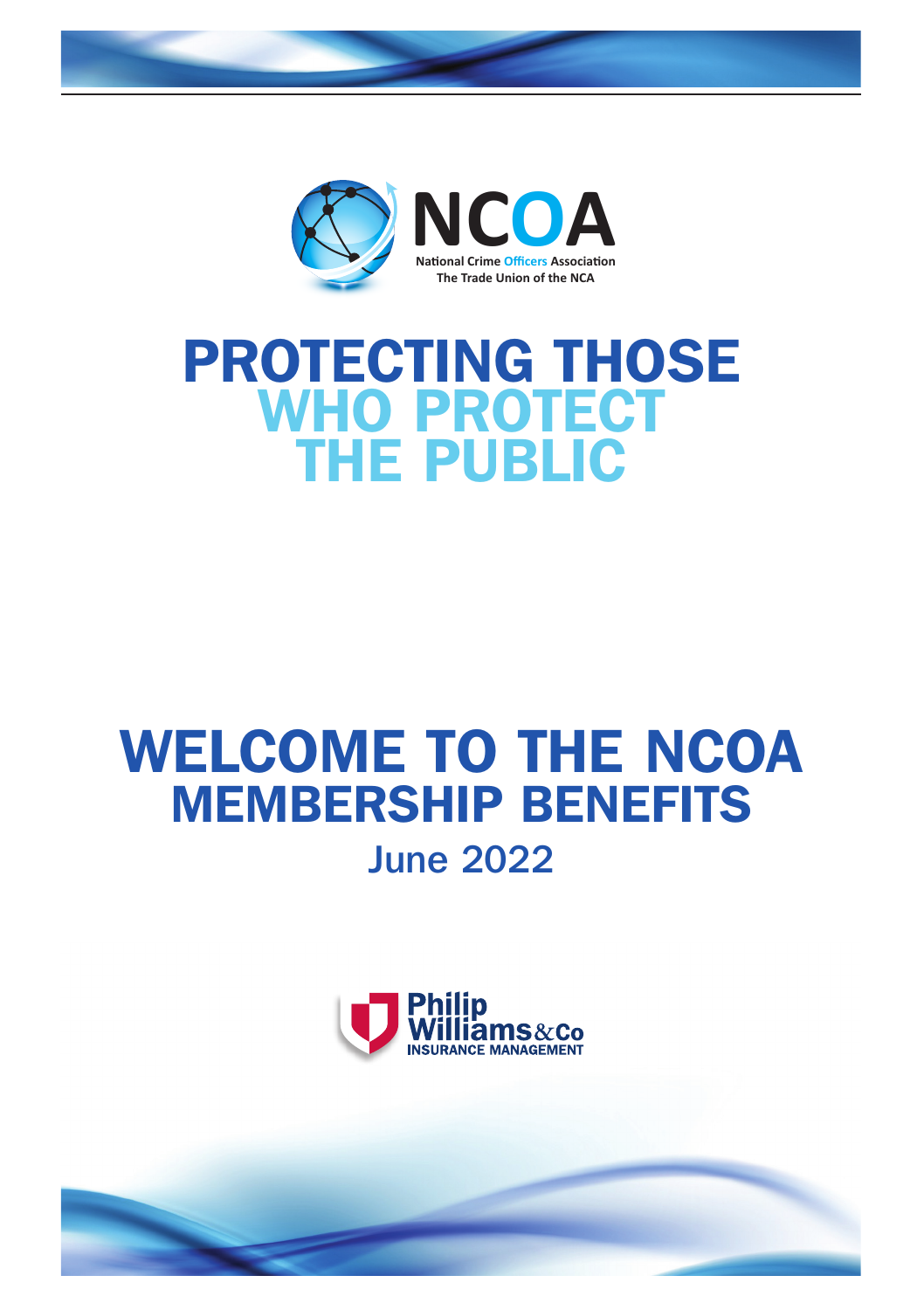NCOA

National Crime Officers Association

The Trade Union of the NCA

# PROTECTING THOSE WHO PROTECT THE PUBLIC

# WELCOME TO THE NCOA MEMBERSHIP BENEFITS

## June 2022

Philip Williams & Co

INSURANCE MANAGEMENT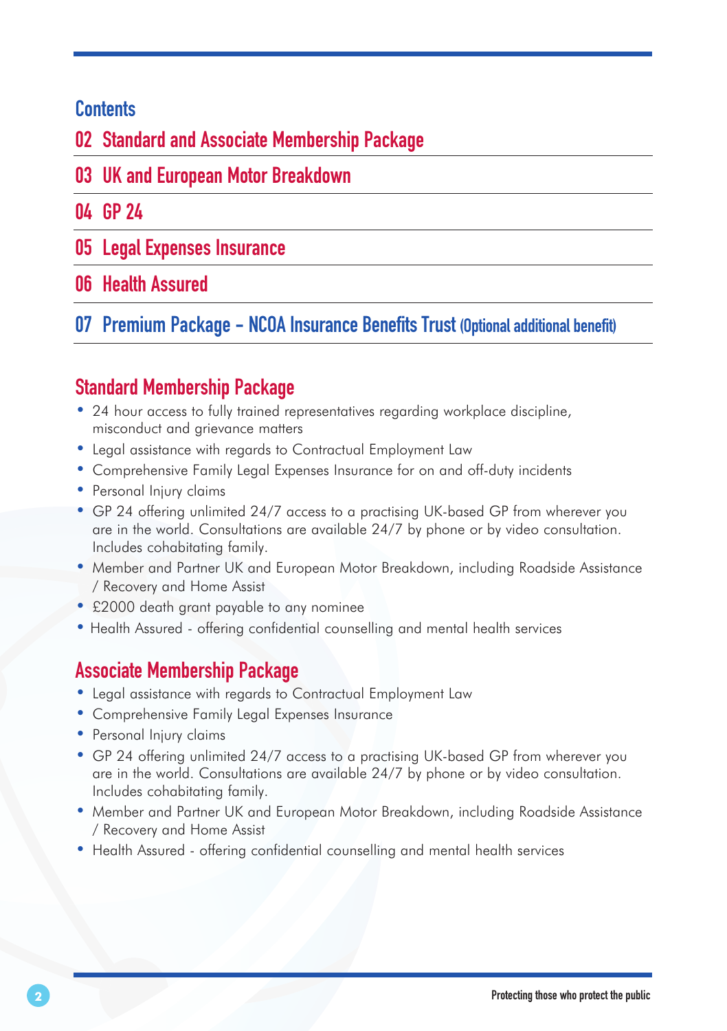## Contents

- 02 Standard and Associate Membership Package
- 03 UK and European Motor Breakdown
- 04 GP 24
- 05 Legal Expenses Insurance
- 06 Health Assured
- 07 Premium Package - NCOA Insurance Benefits Trust (Optional additional benefit)

## Standard Membership Package

- 24 hour access to fully trained representatives regarding workplace discipline, misconduct and grievance matters
- Legal assistance with regards to Contractual Employment Law
- Comprehensive Family Legal Expenses Insurance for on and off-duty incidents
- Personal Injury claims
- GP 24 offering unlimited 24/7 access to a practising UK-based GP from wherever you are in the world. Consultations are available 24/7 by phone or by video consultation. Includes cohabitating family.
- Member and Partner UK and European Motor Breakdown, including Roadside Assistance / Recovery and Home Assist
- £2000 death grant payable to any nominee
- Health Assured - offering confidential counselling and mental health services

## Associate Membership Package

- Legal assistance with regards to Contractual Employment Law
- Comprehensive Family Legal Expenses Insurance
- Personal Injury claims
- GP 24 offering unlimited 24/7 access to a practising UK-based GP from wherever you are in the world. Consultations are available 24/7 by phone or by video consultation. Includes cohabitating family.
- Member and Partner UK and European Motor Breakdown, including Roadside Assistance / Recovery and Home Assist
- Health Assured - offering confidential counselling and mental health services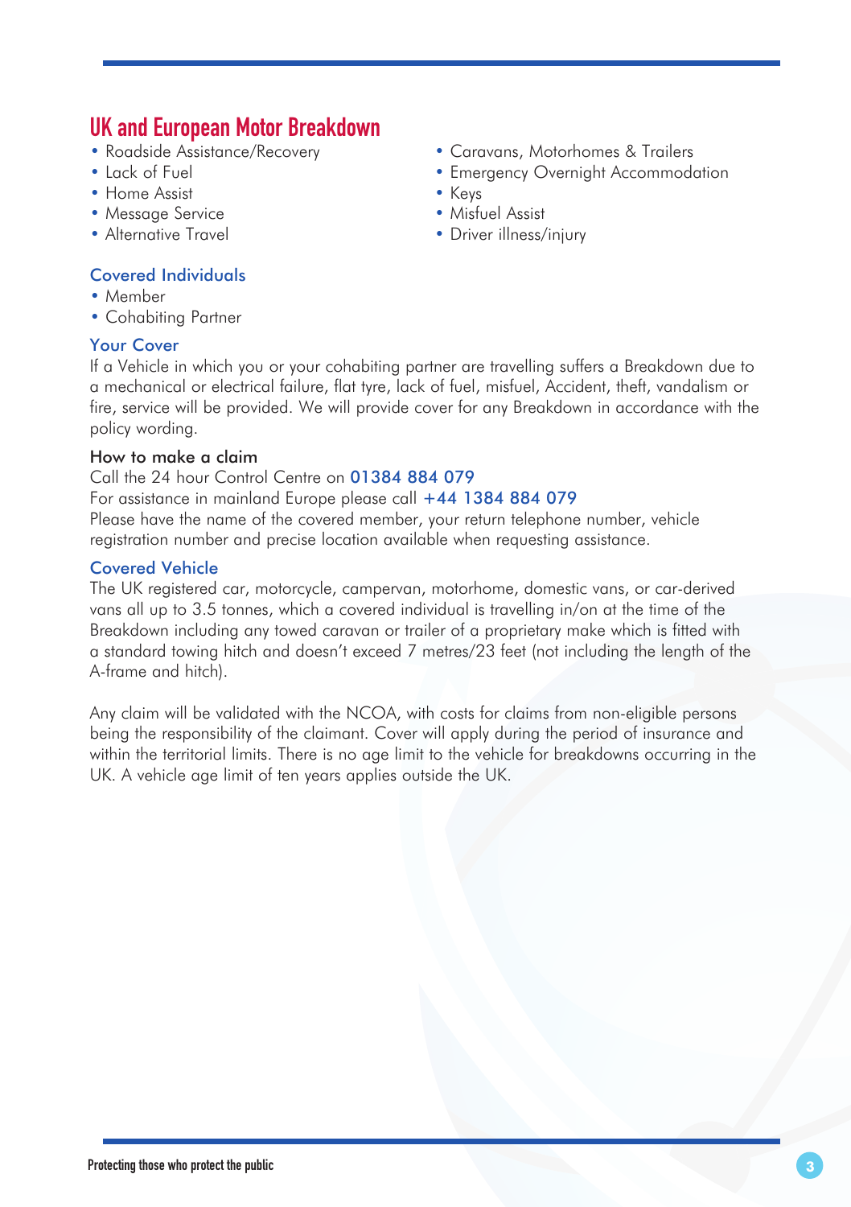## UK and European Motor Breakdown

- Roadside Assistance/Recovery
- Lack of Fuel
- Home Assist
- Message Service
- Alternative Travel
- Caravans, Motorhomes & Trailers
- Emergency Overnight Accommodation
- Keys
- Misfuel Assist
- Driver illness/injury

### Covered Individuals

- Member
- Cohabiting Partner

### Your Cover

If a Vehicle in which you or your cohabiting partner are travelling suffers a Breakdown due to a mechanical or electrical failure, flat tyre, lack of fuel, misfuel, Accident, theft, vandalism or fire, service will be provided. We will provide cover for any Breakdown in accordance with the policy wording.

### How to make a claim

Call the 24 hour Control Centre on **01384 884 079**
For assistance in mainland Europe please call **+44 1384 884 079**
Please have the name of the covered member, your return telephone number, vehicle registration number and precise location available when requesting assistance.

### Covered Vehicle

The UK registered car, motorcycle, campervan, motorhome, domestic vans, or car-derived vans all up to 3.5 tonnes, which a covered individual is travelling in/on at the time of the Breakdown including any towed caravan or trailer of a proprietary make which is fitted with a standard towing hitch and doesn't exceed 7 metres/23 feet (not including the length of the A-frame and hitch).

Any claim will be validated with the NCOA, with costs for claims from non-eligible persons being the responsibility of the claimant. Cover will apply during the period of insurance and within the territorial limits. There is no age limit to the vehicle for breakdowns occurring in the UK. A vehicle age limit of ten years applies outside the UK.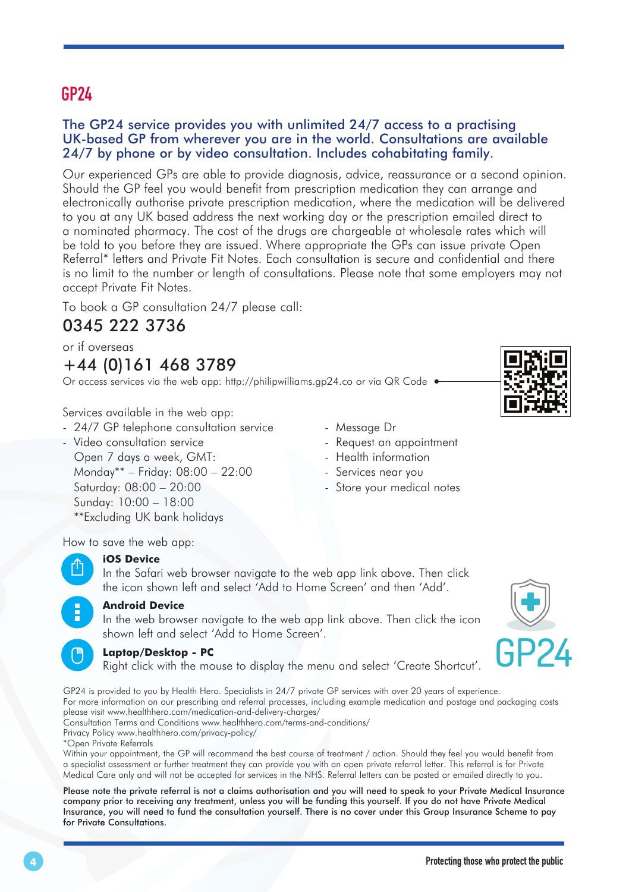# GP24

## The GP24 service provides you with unlimited 24/7 access to a practising UK-based GP from wherever you are in the world. Consultations are available 24/7 by phone or by video consultation. Includes cohabitating family.

Our experienced GPs are able to provide diagnosis, advice, reassurance or a second opinion. Should the GP feel you would benefit from prescription medication they can arrange and electronically authorise private prescription medication, where the medication will be delivered to you at any UK based address the next working day or the prescription emailed direct to a nominated pharmacy. The cost of the drugs are chargeable at wholesale rates which will be told to you before they are issued. Where appropriate the GPs can issue private Open Referral* letters and Private Fit Notes. Each consultation is secure and confidential and there is no limit to the number or length of consultations. Please note that some employers may not accept Private Fit Notes.

To book a GP consultation 24/7 please call:

## 0345 222 3736

or if overseas

## +44 (0)161 468 3789

Or access services via the web app: http://philipwilliams.gp24.co or via QR Code

Services available in the web app:

- 24/7 GP telephone consultation service
- Video consultation service
  Open 7 days a week, GMT:
  Monday** – Friday: 08:00 – 22:00
  Saturday: 08:00 – 20:00
  Sunday: 10:00 – 18:00
  **Excluding UK bank holidays
- Message Dr
- Request an appointment
- Health information
- Services near you
- Store your medical notes

How to save the web app:

**iOS Device**
In the Safari web browser navigate to the web app link above. Then click the icon shown left and select 'Add to Home Screen' and then 'Add'.

**Android Device**
In the web browser navigate to the web app link above. Then click the icon shown left and select 'Add to Home Screen'.

**Laptop/Desktop - PC**
Right click with the mouse to display the menu and select 'Create Shortcut'.

GP24

GP24 is provided to you by Health Hero. Specialists in 24/7 private GP services with over 20 years of experience.
For more information on our prescribing and referral processes, including example medication and postage and packaging costs please visit www.healthhero.com/medication-and-delivery-charges/
Consultation Terms and Conditions www.healthhero.com/terms-and-conditions/
Privacy Policy www.healthhero.com/privacy-policy/
*Open Private Referrals
Within your appointment, the GP will recommend the best course of treatment / action. Should they feel you would benefit from a specialist assessment or further treatment they can provide you with an open private referral letter. This referral is for Private Medical Care only and will not be accepted for services in the NHS. Referral letters can be posted or emailed directly to you.

Please note the private referral is not a claims authorisation and you will need to speak to your Private Medical Insurance company prior to receiving any treatment, unless you will be funding this yourself. If you do not have Private Medical Insurance, you will need to fund the consultation yourself. There is no cover under this Group Insurance Scheme to pay for Private Consultations.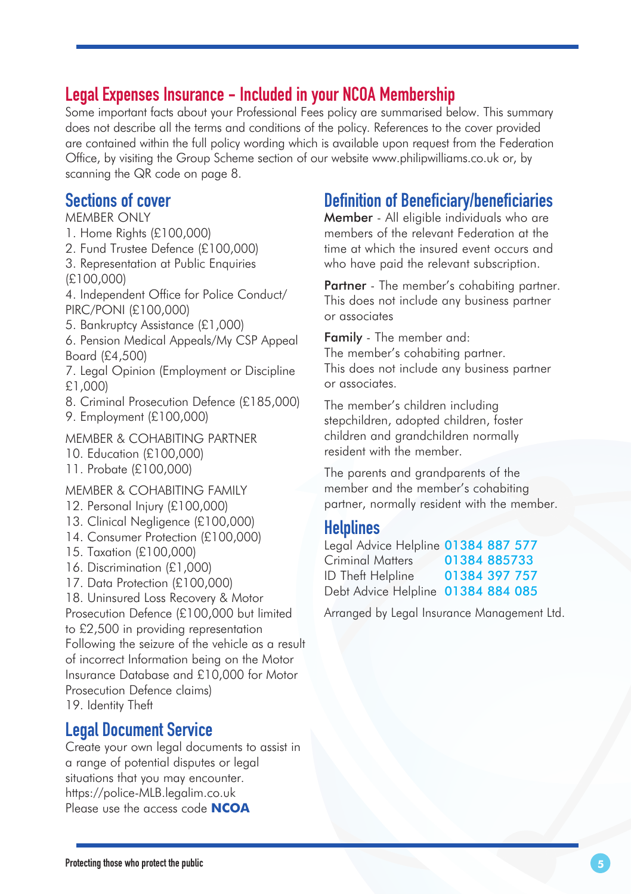# Legal Expenses Insurance – Included in your NCOA Membership

Some important facts about your Professional Fees policy are summarised below. This summary does not describe all the terms and conditions of the policy. References to the cover provided are contained within the full policy wording which is available upon request from the Federation Office, by visiting the Group Scheme section of our website www.philipwilliams.co.uk or, by scanning the QR code on page 8.

## Sections of cover

MEMBER ONLY

1. Home Rights (£100,000)
2. Fund Trustee Defence (£100,000)
3. Representation at Public Enquiries (£100,000)
4. Independent Office for Police Conduct/ PIRC/PONI (£100,000)
5. Bankruptcy Assistance (£1,000)
6. Pension Medical Appeals/My CSP Appeal Board (£4,500)
7. Legal Opinion (Employment or Discipline £1,000)
8. Criminal Prosecution Defence (£185,000)
9. Employment (£100,000)

MEMBER & COHABITING PARTNER

10. Education (£100,000)
11. Probate (£100,000)

MEMBER & COHABITING FAMILY

12. Personal Injury (£100,000)
13. Clinical Negligence (£100,000)
14. Consumer Protection (£100,000)
15. Taxation (£100,000)
16. Discrimination (£1,000)
17. Data Protection (£100,000)
18. Uninsured Loss Recovery & Motor Prosecution Defence (£100,000 but limited to £2,500 in providing representation Following the seizure of the vehicle as a result of incorrect Information being on the Motor Insurance Database and £10,000 for Motor Prosecution Defence claims)
19. Identity Theft

## Legal Document Service

Create your own legal documents to assist in a range of potential disputes or legal situations that you may encounter.
https://police-MLB.legalim.co.uk
Please use the access code **NCOA**

## Definition of Beneficiary/beneficiaries

**Member** - All eligible individuals who are members of the relevant Federation at the time at which the insured event occurs and who have paid the relevant subscription.

**Partner** - The member's cohabiting partner. This does not include any business partner or associates

**Family** - The member and:
The member's cohabiting partner.
This does not include any business partner or associates.

The member's children including stepchildren, adopted children, foster children and grandchildren normally resident with the member.

The parents and grandparents of the member and the member's cohabiting partner, normally resident with the member.

## Helplines

| | |
|---|---|
| Legal Advice Helpline | 01384 887 577 |
| Criminal Matters | 01384 885733 |
| ID Theft Helpline | 01384 397 757 |
| Debt Advice Helpline | 01384 884 085 |

Arranged by Legal Insurance Management Ltd.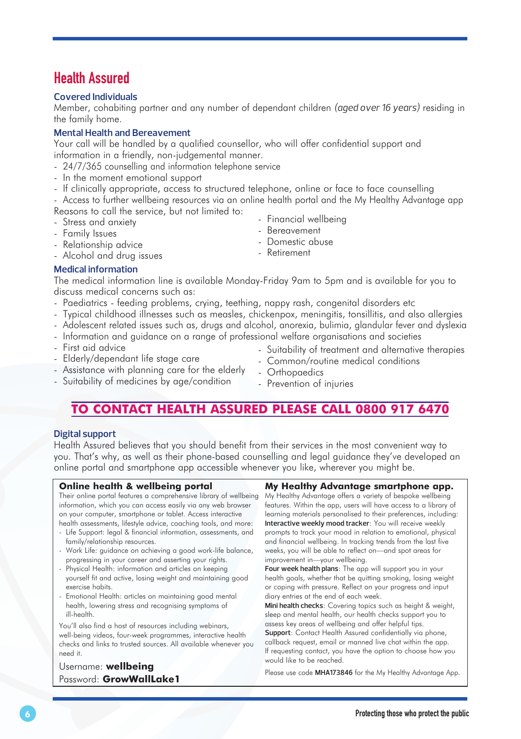# Health Assured

### Covered Individuals

Member, cohabiting partner and any number of dependant children *(aged over 16 years)* residing in the family home.

### Mental Health and Bereavement

Your call will be handled by a qualified counsellor, who will offer confidential support and information in a friendly, non-judgemental manner.

- 24/7/365 counselling and information telephone service
- In the moment emotional support
- If clinically appropriate, access to structured telephone, online or face to face counselling
- Access to further wellbeing resources via an online health portal and the My Healthy Advantage app

Reasons to call the service, but not limited to:

- Stress and anxiety
- Family Issues
- Relationship advice
- Alcohol and drug issues
- Financial wellbeing
- Bereavement
- Domestic abuse
- Retirement

### Medical information

The medical information line is available Monday-Friday 9am to 5pm and is available for you to discuss medical concerns such as:

- Paediatrics - feeding problems, crying, teething, nappy rash, congenital disorders etc
- Typical childhood illnesses such as measles, chickenpox, meningitis, tonsillitis, and also allergies
- Adolescent related issues such as, drugs and alcohol, anorexia, bulimia, glandular fever and dyslexia
- Information and guidance on a range of professional welfare organisations and societies
- First aid advice
- Elderly/dependant life stage care
- Assistance with planning care for the elderly
- Suitability of medicines by age/condition
- Suitability of treatment and alternative therapies
- Common/routine medical conditions
- Orthopaedics
- Prevention of injuries

## TO CONTACT HEALTH ASSURED PLEASE CALL 0800 917 6470

### Digital support

Health Assured believes that you should benefit from their services in the most convenient way to you. That's why, as well as their phone-based counselling and legal guidance they've developed an online portal and smartphone app accessible whenever you like, wherever you might be.

#### Online health & wellbeing portal

Their online portal features a comprehensive library of wellbeing information, which you can access easily via any web browser on your computer, smartphone or tablet. Access interactive health assessments, lifestyle advice, coaching tools, and more:

- Life Support: legal & financial information, assessments, and family/relationship resources.
- Work Life: guidance on achieving a good work-life balance, progressing in your career and asserting your rights.
- Physical Health: information and articles on keeping yourself fit and active, losing weight and maintaining good exercise habits.
- Emotional Health: articles on maintaining good mental health, lowering stress and recognising symptoms of ill-health.

You'll also find a host of resources including webinars, well-being videos, four-week programmes, interactive health checks and links to trusted sources. All available whenever you need it.

Username: **wellbeing**
Password: **GrowWallLake1**

#### My Healthy Advantage smartphone app.

My Healthy Advantage offers a variety of bespoke wellbeing features. Within the app, users will have access to a library of learning materials personalised to their preferences, including:

**Interactive weekly mood tracker**: You will receive weekly prompts to track your mood in relation to emotional, physical and financial wellbeing. In tracking trends from the last five weeks, you will be able to reflect on—and spot areas for improvement in—your wellbeing.

**Four week health plans**: The app will support you in your health goals, whether that be quitting smoking, losing weight or coping with pressure. Reflect on your progress and input diary entries at the end of each week.

**Mini health checks**: Covering topics such as height & weight, sleep and mental health, our health checks support you to assess key areas of wellbeing and offer helpful tips.

**Support**: Contact Health Assured confidentially via phone, callback request, email or manned live chat within the app. If requesting contact, you have the option to choose how you would like to be reached.

Please use code **MHA173846** for the My Healthy Advantage App.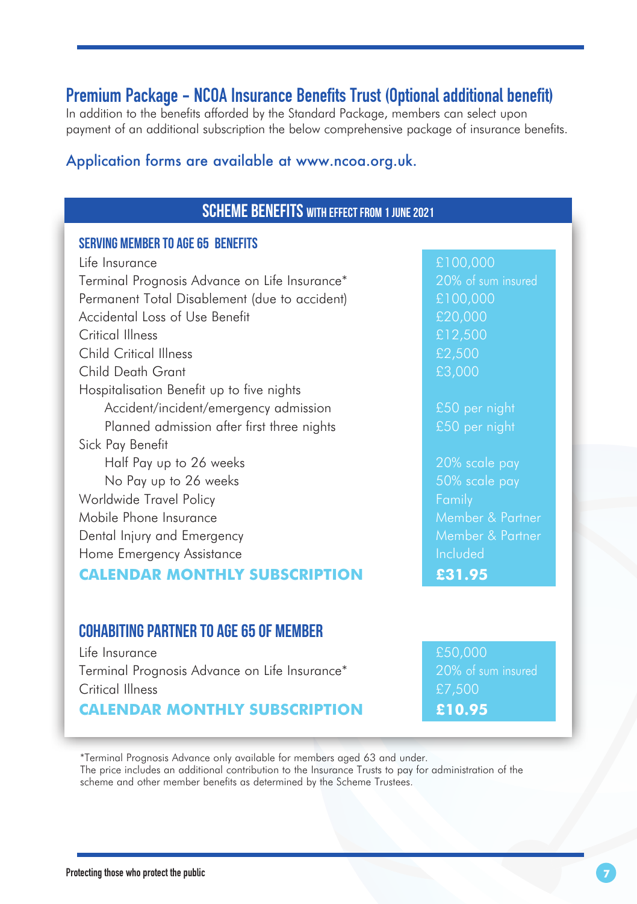## Premium Package – NCOA Insurance Benefits Trust (Optional additional benefit)

In addition to the benefits afforded by the Standard Package, members can select upon payment of an additional subscription the below comprehensive package of insurance benefits.

### Application forms are available at www.ncoa.org.uk.

### SCHEME BENEFITS WITH EFFECT FROM 1 JUNE 2021

| SERVING MEMBER TO AGE 65 BENEFITS | |
|---|---|
| Life Insurance | £100,000 |
| Terminal Prognosis Advance on Life Insurance* | 20% of sum insured |
| Permanent Total Disablement (due to accident) | £100,000 |
| Accidental Loss of Use Benefit | £20,000 |
| Critical Illness | £12,500 |
| Child Critical Illness | £2,500 |
| Child Death Grant | £3,000 |
| Hospitalisation Benefit up to five nights | |
| Accident/incident/emergency admission | £50 per night |
| Planned admission after first three nights | £50 per night |
| Sick Pay Benefit | |
| Half Pay up to 26 weeks | 20% scale pay |
| No Pay up to 26 weeks | 50% scale pay |
| Worldwide Travel Policy | Family |
| Mobile Phone Insurance | Member & Partner |
| Dental Injury and Emergency | Member & Partner |
| Home Emergency Assistance | Included |
| **CALENDAR MONTHLY SUBSCRIPTION** | **£31.95** |

| COHABITING PARTNER TO AGE 65 OF MEMBER | |
|---|---|
| Life Insurance | £50,000 |
| Terminal Prognosis Advance on Life Insurance* | 20% of sum insured |
| Critical Illness | £7,500 |
| **CALENDAR MONTHLY SUBSCRIPTION** | **£10.95** |

*Terminal Prognosis Advance only available for members aged 63 and under.
The price includes an additional contribution to the Insurance Trusts to pay for administration of the scheme and other member benefits as determined by the Scheme Trustees.

Protecting those who protect the public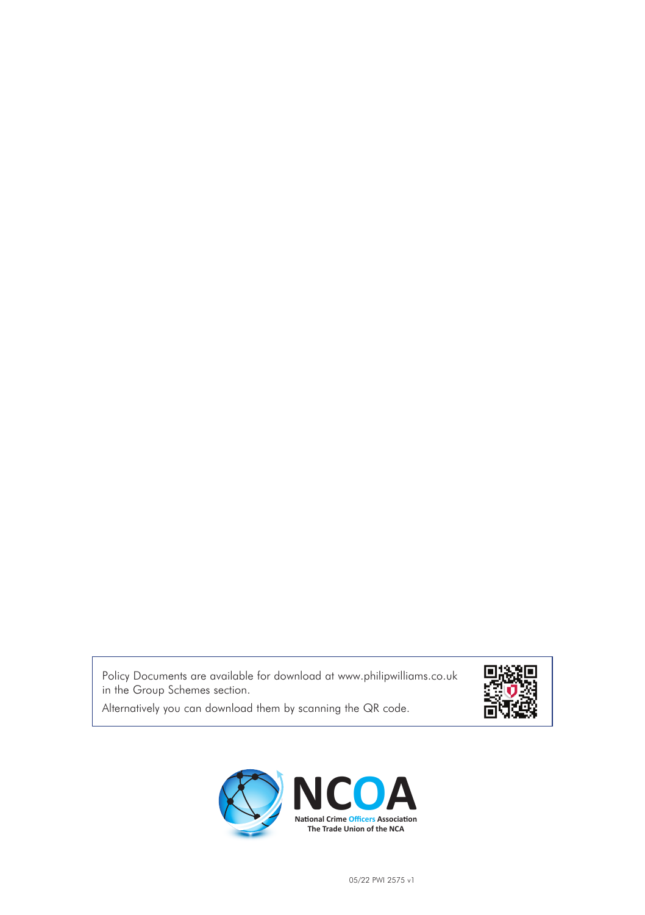Policy Documents are available for download at www.philipwilliams.co.uk in the Group Schemes section.

Alternatively you can download them by scanning the QR code.

NCOA

National Crime Officers Association

The Trade Union of the NCA

05/22 PWI 2575 v1